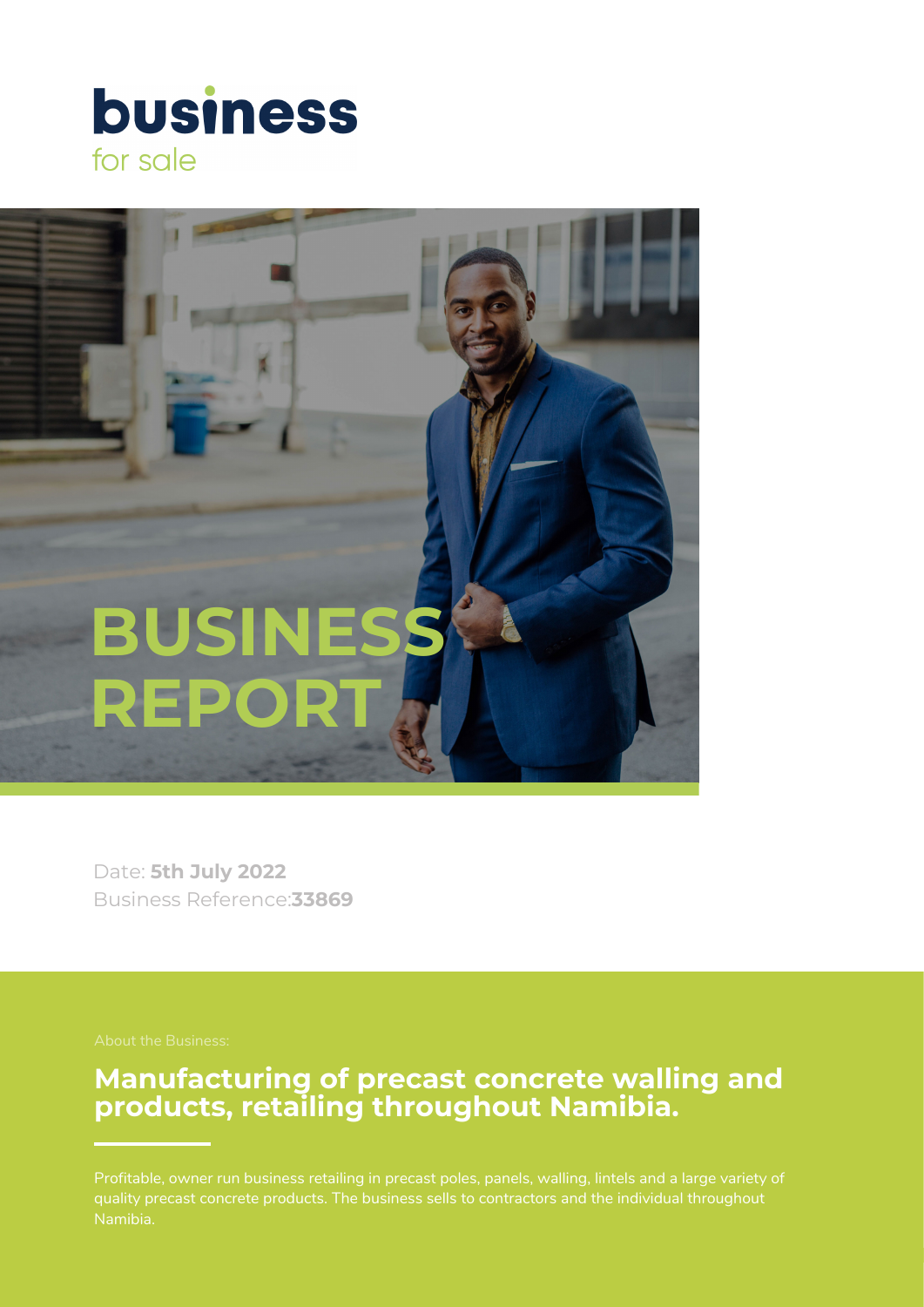**business**
for sale

# BUSINESS REPORT

Date: **5th July 2022**
Business Reference:**33869**

About the Business:

## Manufacturing of precast concrete walling and products, retailing throughout Namibia.

Profitable, owner run business retailing in precast poles, panels, walling, lintels and a large variety of quality precast concrete products. The business sells to contractors and the individual throughout Namibia.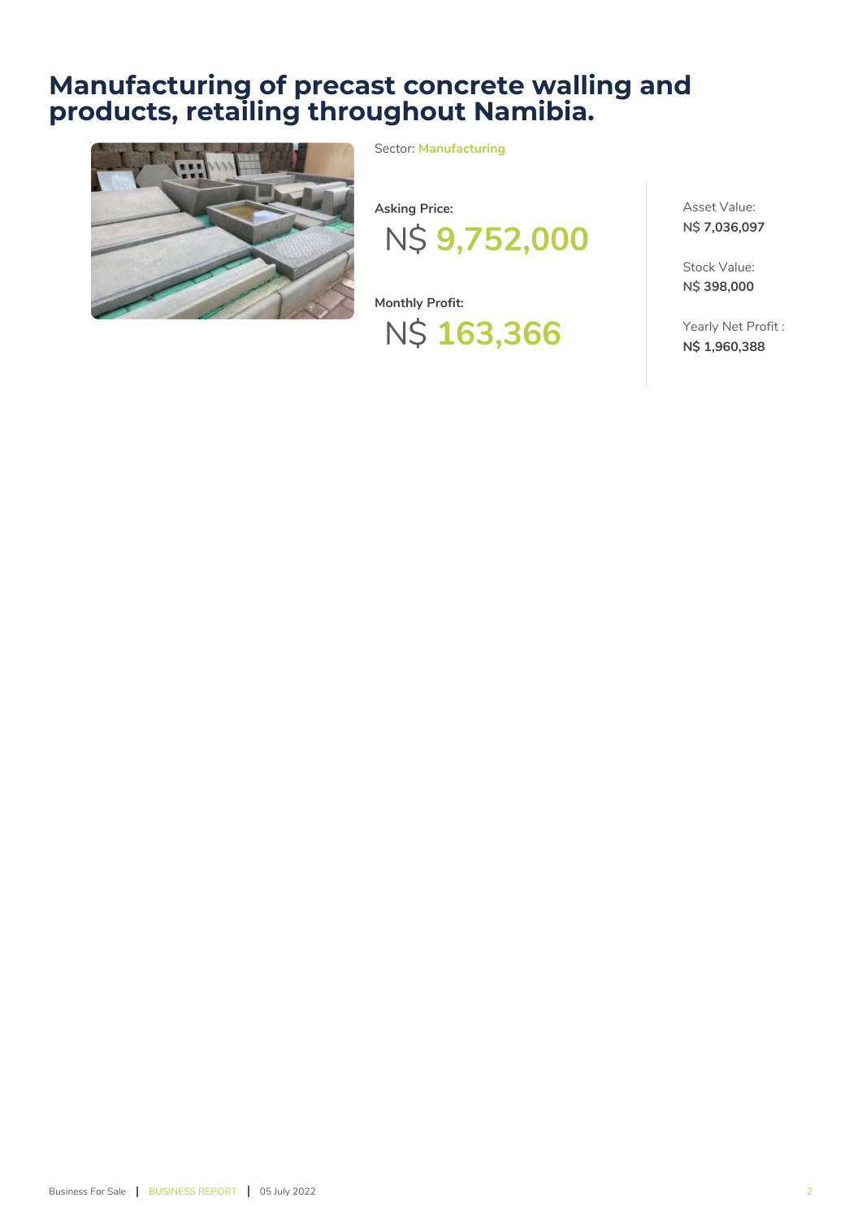# Manufacturing of precast concrete walling and products, retailing throughout Namibia.

Sector: **Manufacturing**

**Asking Price:**

N$ **9,752,000**

**Monthly Profit:**

N$ **163,366**

Asset Value:
**N$ 7,036,097**

Stock Value:
**N$ 398,000**

Yearly Net Profit :
**N$ 1,960,388**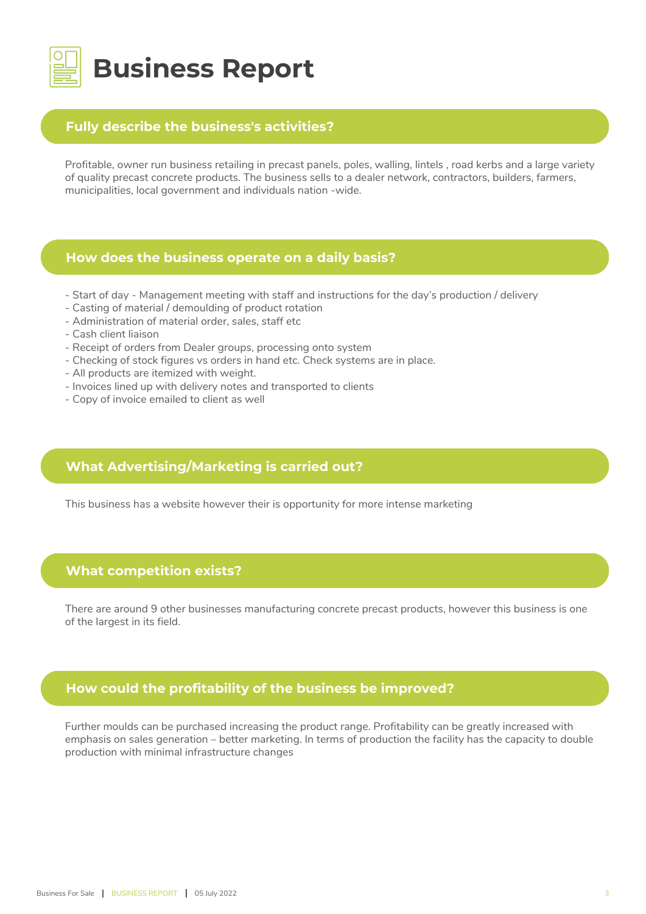# Business Report

## Fully describe the business's activities?

Profitable, owner run business retailing in precast panels, poles, walling, lintels , road kerbs and a large variety of quality precast concrete products. The business sells to a dealer network, contractors, builders, farmers, municipalities, local government and individuals nation -wide.

## How does the business operate on a daily basis?

- Start of day - Management meeting with staff and instructions for the day's production / delivery
- Casting of material / demoulding of product rotation
- Administration of material order, sales, staff etc
- Cash client liaison
- Receipt of orders from Dealer groups, processing onto system
- Checking of stock figures vs orders in hand etc. Check systems are in place.
- All products are itemized with weight.
- Invoices lined up with delivery notes and transported to clients
- Copy of invoice emailed to client as well

## What Advertising/Marketing is carried out?

This business has a website however their is opportunity for more intense marketing

## What competition exists?

There are around 9 other businesses manufacturing concrete precast products, however this business is one of the largest in its field.

## How could the profitability of the business be improved?

Further moulds can be purchased increasing the product range. Profitability can be greatly increased with emphasis on sales generation – better marketing. In terms of production the facility has the capacity to double production with minimal infrastructure changes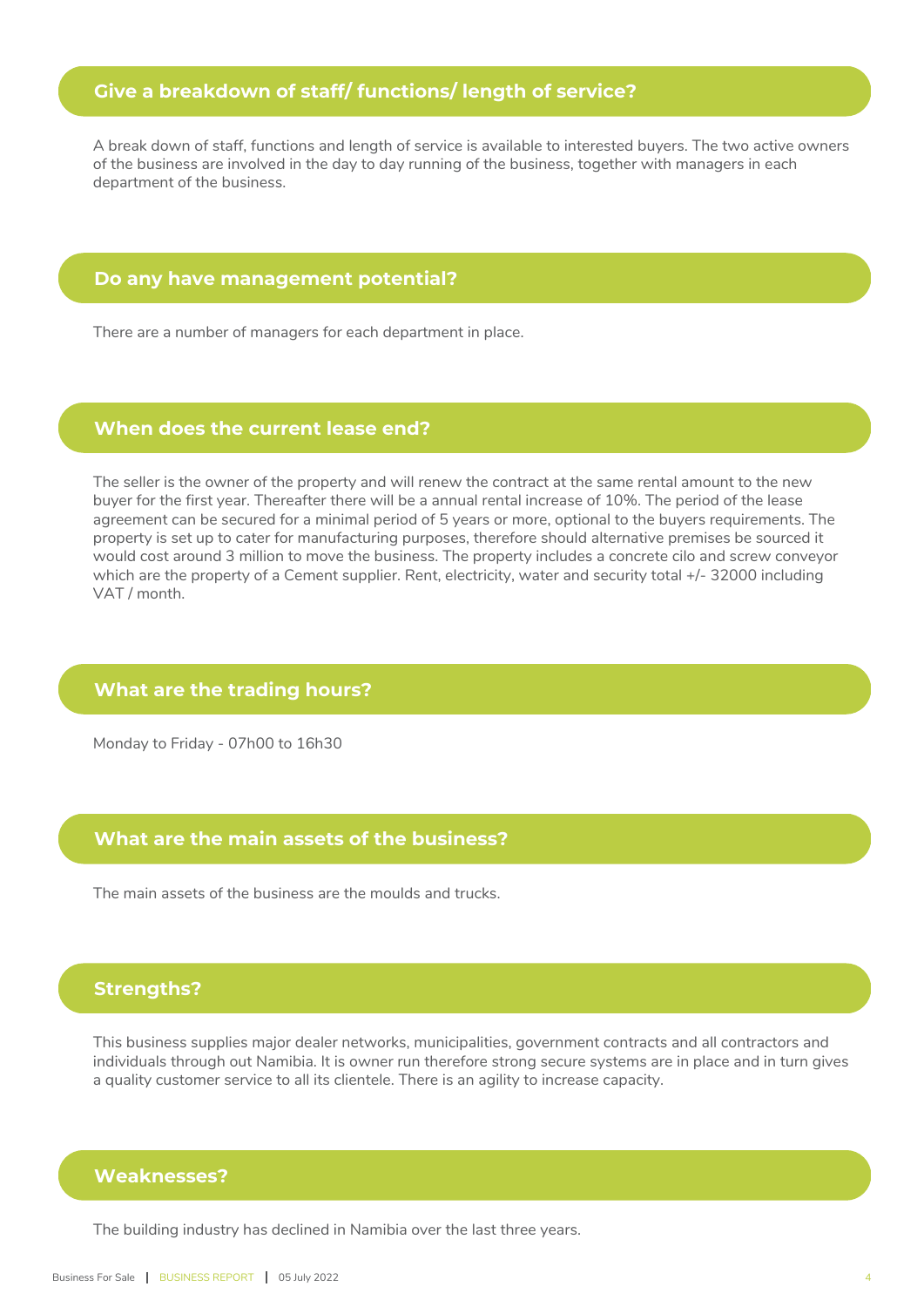## Give a breakdown of staff/ functions/ length of service?

A break down of staff, functions and length of service is available to interested buyers. The two active owners of the business are involved in the day to day running of the business, together with managers in each department of the business.

## Do any have management potential?

There are a number of managers for each department in place.

## When does the current lease end?

The seller is the owner of the property and will renew the contract at the same rental amount to the new buyer for the first year. Thereafter there will be a annual rental increase of 10%. The period of the lease agreement can be secured for a minimal period of 5 years or more, optional to the buyers requirements. The property is set up to cater for manufacturing purposes, therefore should alternative premises be sourced it would cost around 3 million to move the business. The property includes a concrete cilo and screw conveyor which are the property of a Cement supplier. Rent, electricity, water and security total +/- 32000 including VAT / month.

## What are the trading hours?

Monday to Friday - 07h00 to 16h30

## What are the main assets of the business?

The main assets of the business are the moulds and trucks.

## Strengths?

This business supplies major dealer networks, municipalities, government contracts and all contractors and individuals through out Namibia. It is owner run therefore strong secure systems are in place and in turn gives a quality customer service to all its clientele. There is an agility to increase capacity.

## Weaknesses?

The building industry has declined in Namibia over the last three years.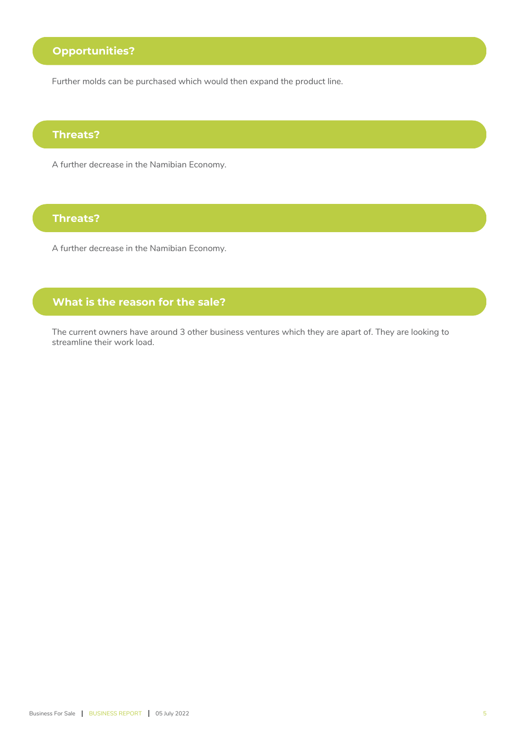## Opportunities?

Further molds can be purchased which would then expand the product line.

## Threats?

A further decrease in the Namibian Economy.

## Threats?

A further decrease in the Namibian Economy.

## What is the reason for the sale?

The current owners have around 3 other business ventures which they are apart of. They are looking to streamline their work load.